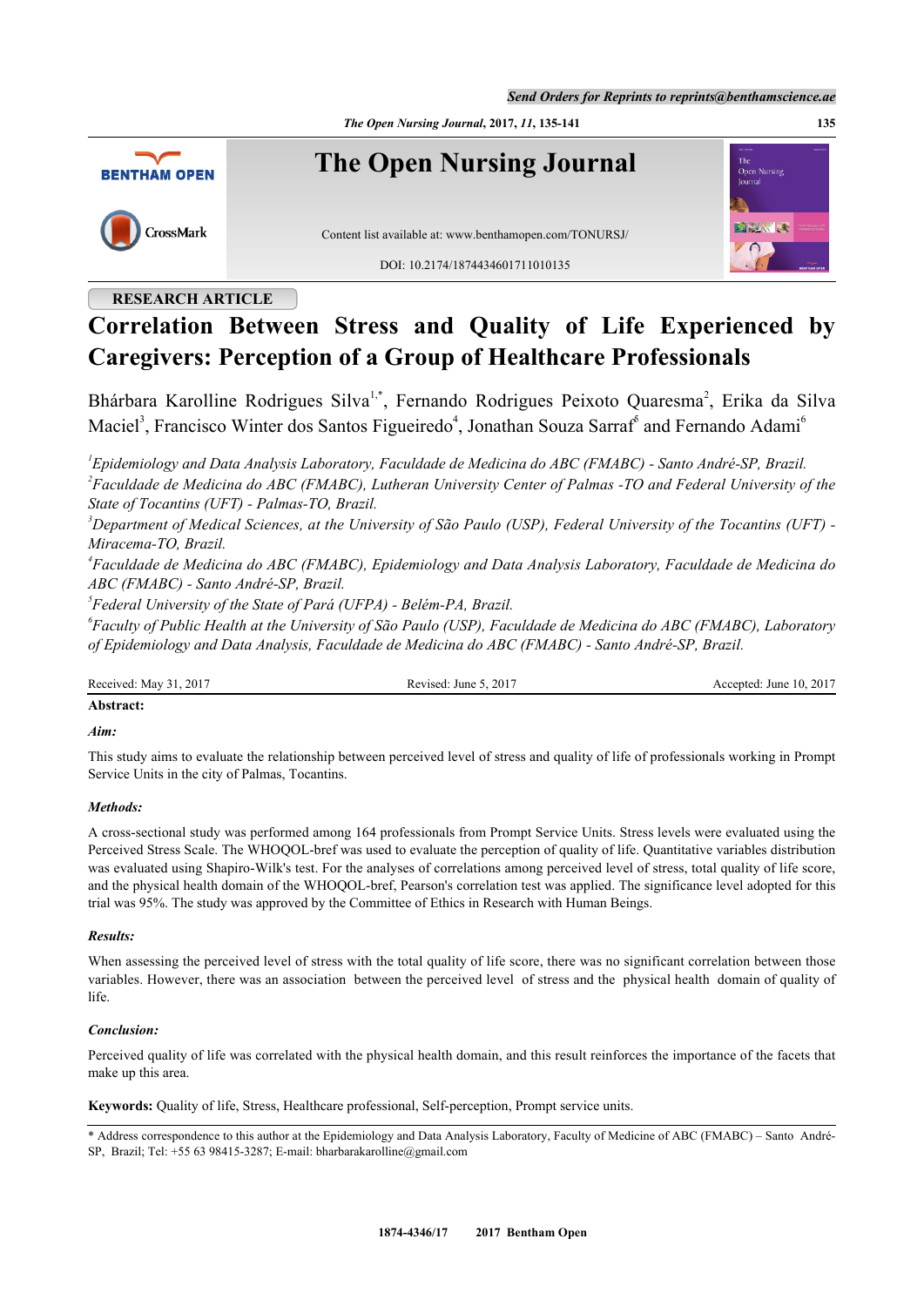RESEARCH ARTICLE

# Correlation Between Stress and Quality of Life Experienced by Caregivers: Perception of a Group of Healthcare Professionals

Bhárbara Karolline Rodrigues Silva[1,*], Fernando Rodrigues Peixoto Quaresma[2], Erika da Silva Maciel[3], Francisco Winter dos Santos Figueiredo[4], Jonathan Souza Sarraf[5] and Fernando Adami[6]

*[1]Epidemiology and Data Analysis Laboratory, Faculdade de Medicina do ABC (FMABC) - Santo André-SP, Brazil.*
*[2]Faculdade de Medicina do ABC (FMABC), Lutheran University Center of Palmas -TO and Federal University of the State of Tocantins (UFT) - Palmas-TO, Brazil.*
*[3]Department of Medical Sciences, at the University of São Paulo (USP), Federal University of the Tocantins (UFT) - Miracema-TO, Brazil.*
*[4]Faculdade de Medicina do ABC (FMABC), Epidemiology and Data Analysis Laboratory, Faculdade de Medicina do ABC (FMABC) - Santo André-SP, Brazil.*
*[5]Federal University of the State of Pará (UFPA) - Belém-PA, Brazil.*
*[6]Faculty of Public Health at the University of São Paulo (USP), Faculdade de Medicina do ABC (FMABC), Laboratory of Epidemiology and Data Analysis, Faculdade de Medicina do ABC (FMABC) - Santo André-SP, Brazil.*

Received: May 31, 2017 | Revised: June 5, 2017 | Accepted: June 10, 2017

**Abstract:**

***Aim:***

This study aims to evaluate the relationship between perceived level of stress and quality of life of professionals working in Prompt Service Units in the city of Palmas, Tocantins.

***Methods:***

A cross-sectional study was performed among 164 professionals from Prompt Service Units. Stress levels were evaluated using the Perceived Stress Scale. The WHOQOL-bref was used to evaluate the perception of quality of life. Quantitative variables distribution was evaluated using Shapiro-Wilk's test. For the analyses of correlations among perceived level of stress, total quality of life score, and the physical health domain of the WHOQOL-bref, Pearson's correlation test was applied. The significance level adopted for this trial was 95%. The study was approved by the Committee of Ethics in Research with Human Beings.

***Results:***

When assessing the perceived level of stress with the total quality of life score, there was no significant correlation between those variables. However, there was an association between the perceived level of stress and the physical health domain of quality of life.

***Conclusion:***

Perceived quality of life was correlated with the physical health domain, and this result reinforces the importance of the facets that make up this area.

**Keywords:** Quality of life, Stress, Healthcare professional, Self-perception, Prompt service units.

* Address correspondence to this author at the Epidemiology and Data Analysis Laboratory, Faculty of Medicine of ABC (FMABC) – Santo André-SP, Brazil; Tel: +55 63 98415-3287; E-mail: bharbarakarolline@gmail.com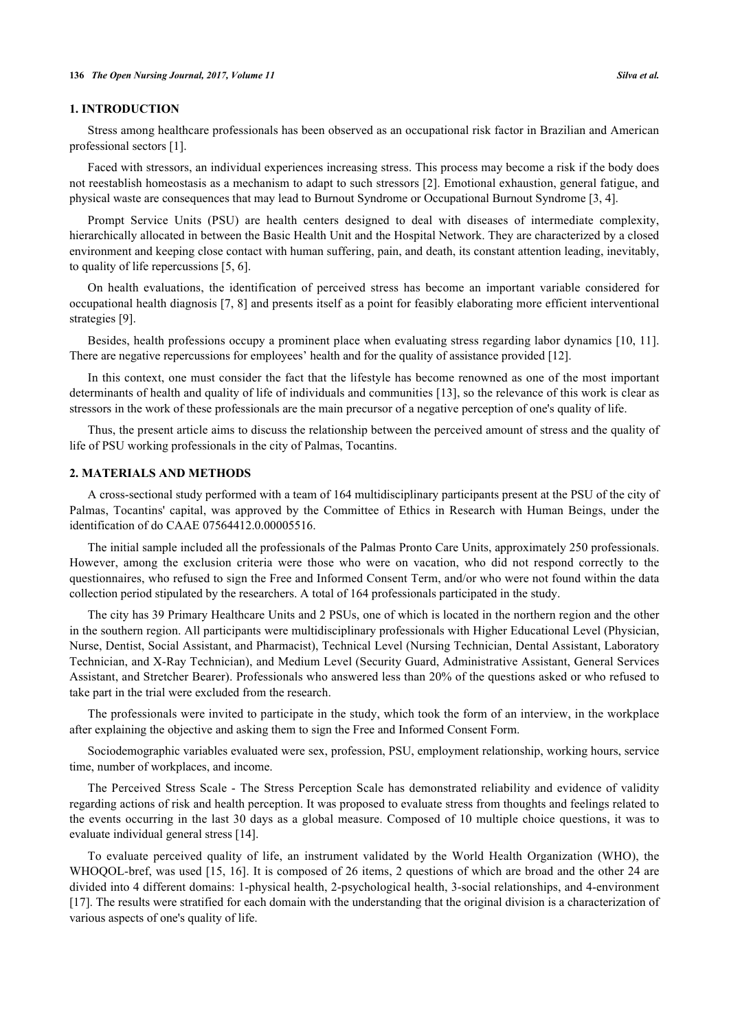## 1. INTRODUCTION

Stress among healthcare professionals has been observed as an occupational risk factor in Brazilian and American professional sectors [1].

Faced with stressors, an individual experiences increasing stress. This process may become a risk if the body does not reestablish homeostasis as a mechanism to adapt to such stressors [2]. Emotional exhaustion, general fatigue, and physical waste are consequences that may lead to Burnout Syndrome or Occupational Burnout Syndrome [3, 4].

Prompt Service Units (PSU) are health centers designed to deal with diseases of intermediate complexity, hierarchically allocated in between the Basic Health Unit and the Hospital Network. They are characterized by a closed environment and keeping close contact with human suffering, pain, and death, its constant attention leading, inevitably, to quality of life repercussions [5, 6].

On health evaluations, the identification of perceived stress has become an important variable considered for occupational health diagnosis [7, 8] and presents itself as a point for feasibly elaborating more efficient interventional strategies [9].

Besides, health professions occupy a prominent place when evaluating stress regarding labor dynamics [10, 11]. There are negative repercussions for employees' health and for the quality of assistance provided [12].

In this context, one must consider the fact that the lifestyle has become renowned as one of the most important determinants of health and quality of life of individuals and communities [13], so the relevance of this work is clear as stressors in the work of these professionals are the main precursor of a negative perception of one's quality of life.

Thus, the present article aims to discuss the relationship between the perceived amount of stress and the quality of life of PSU working professionals in the city of Palmas, Tocantins.

## 2. MATERIALS AND METHODS

A cross-sectional study performed with a team of 164 multidisciplinary participants present at the PSU of the city of Palmas, Tocantins' capital, was approved by the Committee of Ethics in Research with Human Beings, under the identification of do CAAE 07564412.0.00005516.

The initial sample included all the professionals of the Palmas Pronto Care Units, approximately 250 professionals. However, among the exclusion criteria were those who were on vacation, who did not respond correctly to the questionnaires, who refused to sign the Free and Informed Consent Term, and/or who were not found within the data collection period stipulated by the researchers. A total of 164 professionals participated in the study.

The city has 39 Primary Healthcare Units and 2 PSUs, one of which is located in the northern region and the other in the southern region. All participants were multidisciplinary professionals with Higher Educational Level (Physician, Nurse, Dentist, Social Assistant, and Pharmacist), Technical Level (Nursing Technician, Dental Assistant, Laboratory Technician, and X-Ray Technician), and Medium Level (Security Guard, Administrative Assistant, General Services Assistant, and Stretcher Bearer). Professionals who answered less than 20% of the questions asked or who refused to take part in the trial were excluded from the research.

The professionals were invited to participate in the study, which took the form of an interview, in the workplace after explaining the objective and asking them to sign the Free and Informed Consent Form.

Sociodemographic variables evaluated were sex, profession, PSU, employment relationship, working hours, service time, number of workplaces, and income.

The Perceived Stress Scale - The Stress Perception Scale has demonstrated reliability and evidence of validity regarding actions of risk and health perception. It was proposed to evaluate stress from thoughts and feelings related to the events occurring in the last 30 days as a global measure. Composed of 10 multiple choice questions, it was to evaluate individual general stress [14].

To evaluate perceived quality of life, an instrument validated by the World Health Organization (WHO), the WHOQOL-bref, was used [15, 16]. It is composed of 26 items, 2 questions of which are broad and the other 24 are divided into 4 different domains: 1-physical health, 2-psychological health, 3-social relationships, and 4-environment [17]. The results were stratified for each domain with the understanding that the original division is a characterization of various aspects of one's quality of life.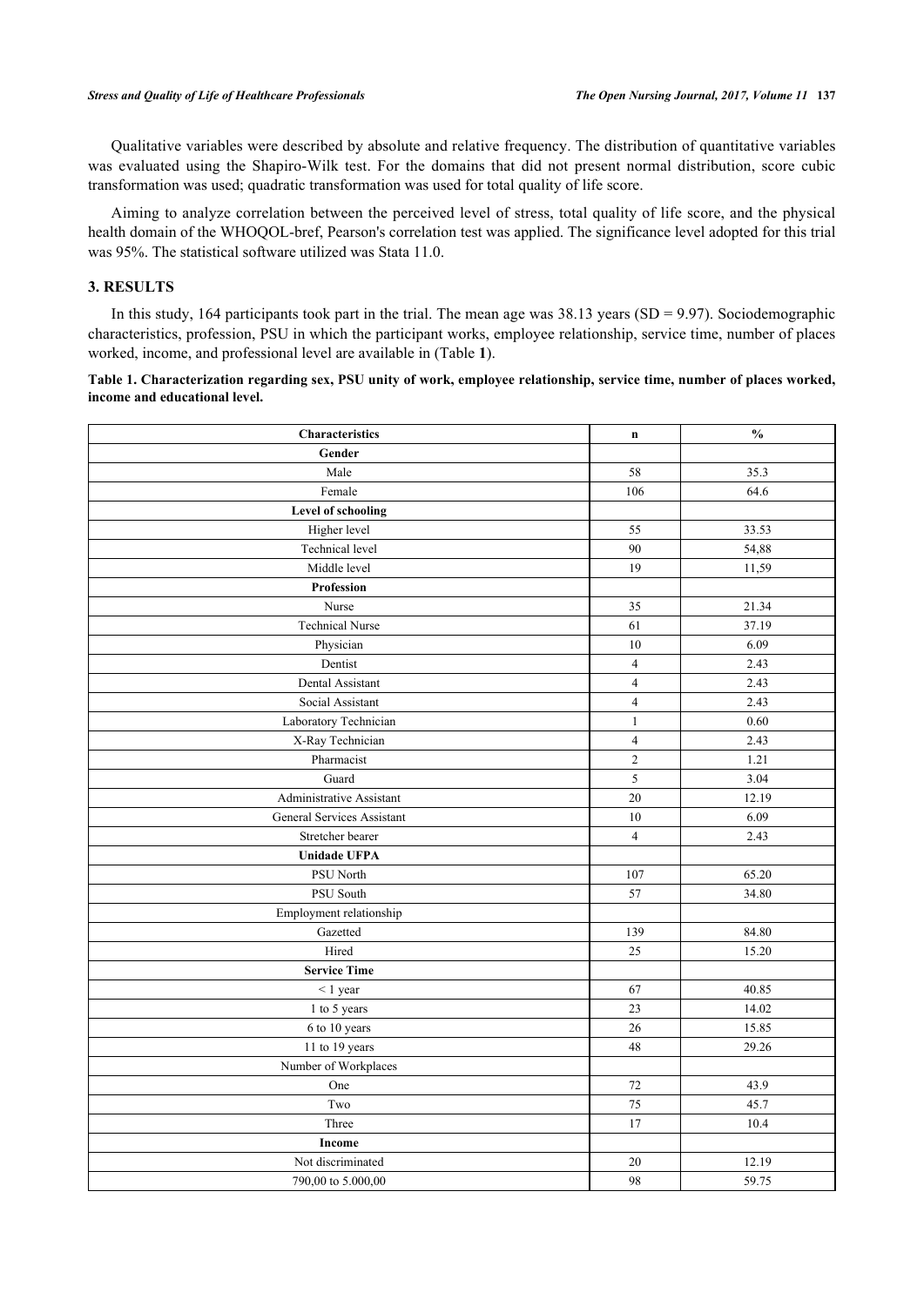Qualitative variables were described by absolute and relative frequency. The distribution of quantitative variables was evaluated using the Shapiro-Wilk test. For the domains that did not present normal distribution, score cubic transformation was used; quadratic transformation was used for total quality of life score.

Aiming to analyze correlation between the perceived level of stress, total quality of life score, and the physical health domain of the WHOQOL-bref, Pearson's correlation test was applied. The significance level adopted for this trial was 95%. The statistical software utilized was Stata 11.0.

## 3. RESULTS

In this study, 164 participants took part in the trial. The mean age was 38.13 years (SD = 9.97). Sociodemographic characteristics, profession, PSU in which the participant works, employee relationship, service time, number of places worked, income, and professional level are available in (Table **1**).

**Table 1. Characterization regarding sex, PSU unity of work, employee relationship, service time, number of places worked, income and educational level.**

| Characteristics | n | % |
|---|---|---|
| **Gender** | | |
| Male | 58 | 35.3 |
| Female | 106 | 64.6 |
| **Level of schooling** | | |
| Higher level | 55 | 33.53 |
| Technical level | 90 | 54,88 |
| Middle level | 19 | 11,59 |
| **Profession** | | |
| Nurse | 35 | 21.34 |
| Technical Nurse | 61 | 37.19 |
| Physician | 10 | 6.09 |
| Dentist | 4 | 2.43 |
| Dental Assistant | 4 | 2.43 |
| Social Assistant | 4 | 2.43 |
| Laboratory Technician | 1 | 0.60 |
| X-Ray Technician | 4 | 2.43 |
| Pharmacist | 2 | 1.21 |
| Guard | 5 | 3.04 |
| Administrative Assistant | 20 | 12.19 |
| General Services Assistant | 10 | 6.09 |
| Stretcher bearer | 4 | 2.43 |
| **Unidade UFPA** | | |
| PSU North | 107 | 65.20 |
| PSU South | 57 | 34.80 |
| Employment relationship | | |
| Gazetted | 139 | 84.80 |
| Hired | 25 | 15.20 |
| **Service Time** | | |
| < 1 year | 67 | 40.85 |
| 1 to 5 years | 23 | 14.02 |
| 6 to 10 years | 26 | 15.85 |
| 11 to 19 years | 48 | 29.26 |
| Number of Workplaces | | |
| One | 72 | 43.9 |
| Two | 75 | 45.7 |
| Three | 17 | 10.4 |
| **Income** | | |
| Not discriminated | 20 | 12.19 |
| 790,00 to 5.000,00 | 98 | 59.75 |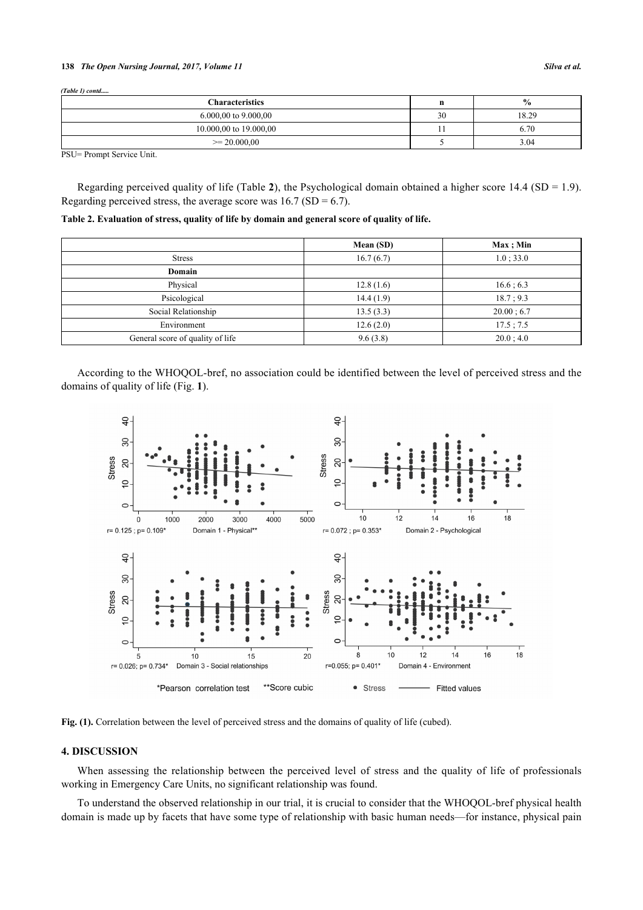*(Table 1) contd.....*

| Characteristics | n | % |
|---|---|---|
| 6.000,00 to 9.000,00 | 30 | 18.29 |
| 10.000,00 to 19.000,00 | 11 | 6.70 |
| >= 20.000,00 | 5 | 3.04 |

PSU= Prompt Service Unit.

Regarding perceived quality of life (Table **2**), the Psychological domain obtained a higher score 14.4 (SD = 1.9). Regarding perceived stress, the average score was 16.7 (SD = 6.7).

**Table 2. Evaluation of stress, quality of life by domain and general score of quality of life.**

| | Mean (SD) | Max ; Min |
|---|---|---|
| Stress | 16.7 (6.7) | 1.0 ; 33.0 |
| **Domain** | | |
| Physical | 12.8 (1.6) | 16.6 ; 6.3 |
| Psicological | 14.4 (1.9) | 18.7 ; 9.3 |
| Social Relationship | 13.5 (3.3) | 20.00 ; 6.7 |
| Environment | 12.6 (2.0) | 17.5 ; 7.5 |
| General score of quality of life | 9.6 (3.8) | 20.0 ; 4.0 |

According to the WHOQOL-bref, no association could be identified between the level of perceived stress and the domains of quality of life (Fig. **1**).

Stress
r= 0.125 ; p= 0.109* Domain 1 - Physical**
r= 0.072 ; p= 0.353* Domain 2 - Psychological
r= 0.026; p= 0.734* Domain 3 - Social relationships
r=0.055; p= 0.401* Domain 4 - Environment
*Pearson correlation test **Score cubic
Stress Fitted values

**Fig. (1).** Correlation between the level of perceived stress and the domains of quality of life (cubed).

## 4. DISCUSSION

When assessing the relationship between the perceived level of stress and the quality of life of professionals working in Emergency Care Units, no significant relationship was found.

To understand the observed relationship in our trial, it is crucial to consider that the WHOQOL-bref physical health domain is made up by facets that have some type of relationship with basic human needs—for instance, physical pain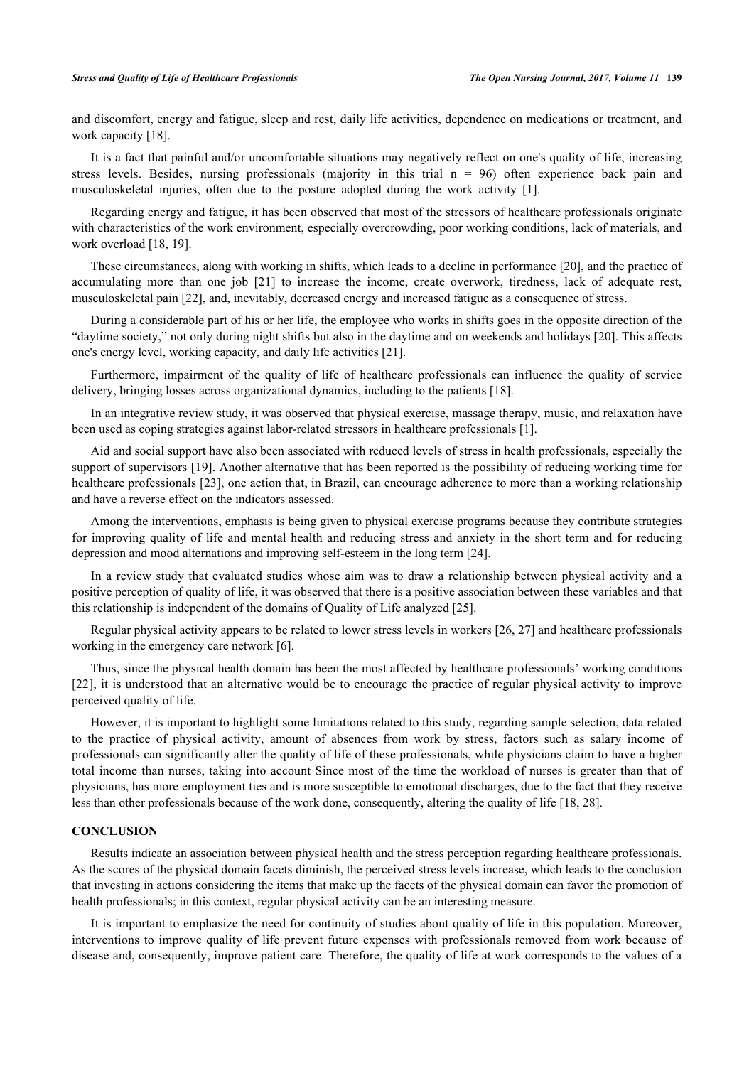and discomfort, energy and fatigue, sleep and rest, daily life activities, dependence on medications or treatment, and work capacity [18].

It is a fact that painful and/or uncomfortable situations may negatively reflect on one's quality of life, increasing stress levels. Besides, nursing professionals (majority in this trial n = 96) often experience back pain and musculoskeletal injuries, often due to the posture adopted during the work activity [1].

Regarding energy and fatigue, it has been observed that most of the stressors of healthcare professionals originate with characteristics of the work environment, especially overcrowding, poor working conditions, lack of materials, and work overload [18, 19].

These circumstances, along with working in shifts, which leads to a decline in performance [20], and the practice of accumulating more than one job [21] to increase the income, create overwork, tiredness, lack of adequate rest, musculoskeletal pain [22], and, inevitably, decreased energy and increased fatigue as a consequence of stress.

During a considerable part of his or her life, the employee who works in shifts goes in the opposite direction of the "daytime society," not only during night shifts but also in the daytime and on weekends and holidays [20]. This affects one's energy level, working capacity, and daily life activities [21].

Furthermore, impairment of the quality of life of healthcare professionals can influence the quality of service delivery, bringing losses across organizational dynamics, including to the patients [18].

In an integrative review study, it was observed that physical exercise, massage therapy, music, and relaxation have been used as coping strategies against labor-related stressors in healthcare professionals [1].

Aid and social support have also been associated with reduced levels of stress in health professionals, especially the support of supervisors [19]. Another alternative that has been reported is the possibility of reducing working time for healthcare professionals [23], one action that, in Brazil, can encourage adherence to more than a working relationship and have a reverse effect on the indicators assessed.

Among the interventions, emphasis is being given to physical exercise programs because they contribute strategies for improving quality of life and mental health and reducing stress and anxiety in the short term and for reducing depression and mood alternations and improving self-esteem in the long term [24].

In a review study that evaluated studies whose aim was to draw a relationship between physical activity and a positive perception of quality of life, it was observed that there is a positive association between these variables and that this relationship is independent of the domains of Quality of Life analyzed [25].

Regular physical activity appears to be related to lower stress levels in workers [26, 27] and healthcare professionals working in the emergency care network [6].

Thus, since the physical health domain has been the most affected by healthcare professionals' working conditions [22], it is understood that an alternative would be to encourage the practice of regular physical activity to improve perceived quality of life.

However, it is important to highlight some limitations related to this study, regarding sample selection, data related to the practice of physical activity, amount of absences from work by stress, factors such as salary income of professionals can significantly alter the quality of life of these professionals, while physicians claim to have a higher total income than nurses, taking into account Since most of the time the workload of nurses is greater than that of physicians, has more employment ties and is more susceptible to emotional discharges, due to the fact that they receive less than other professionals because of the work done, consequently, altering the quality of life [18, 28].

## CONCLUSION

Results indicate an association between physical health and the stress perception regarding healthcare professionals. As the scores of the physical domain facets diminish, the perceived stress levels increase, which leads to the conclusion that investing in actions considering the items that make up the facets of the physical domain can favor the promotion of health professionals; in this context, regular physical activity can be an interesting measure.

It is important to emphasize the need for continuity of studies about quality of life in this population. Moreover, interventions to improve quality of life prevent future expenses with professionals removed from work because of disease and, consequently, improve patient care. Therefore, the quality of life at work corresponds to the values of a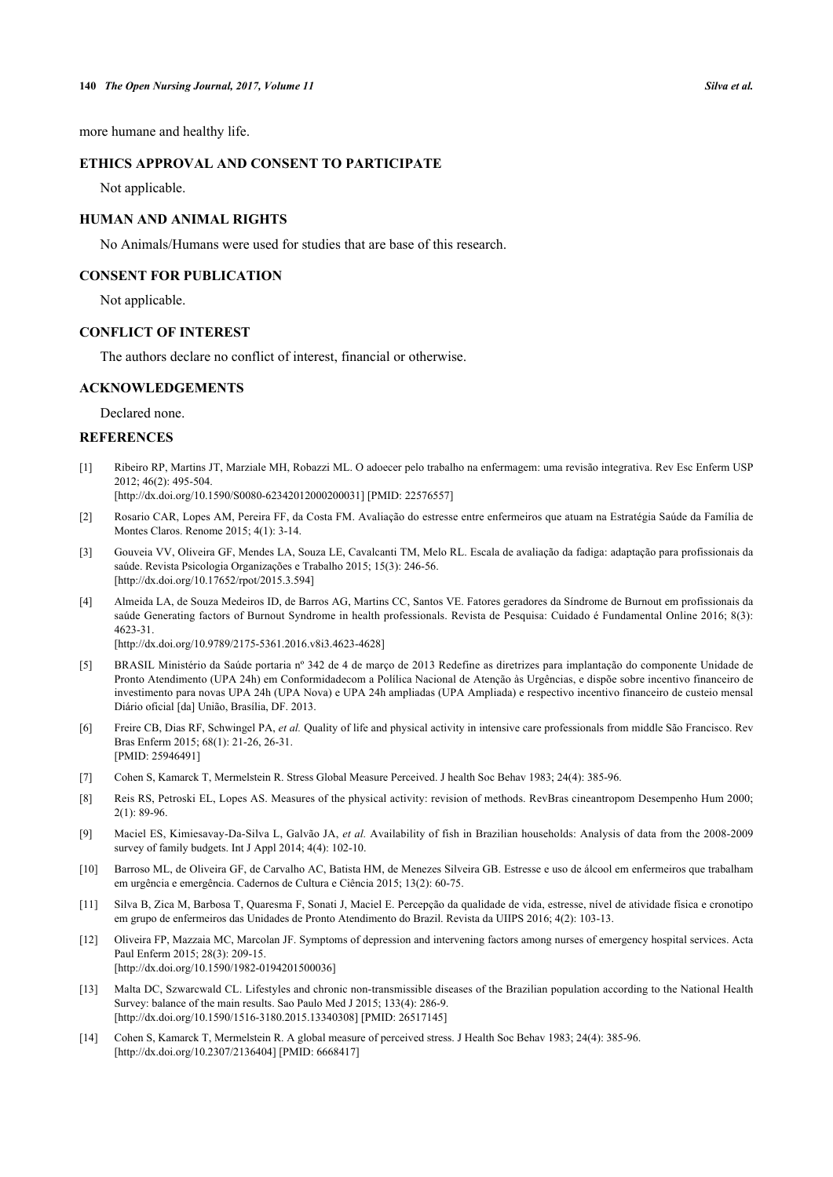more humane and healthy life.

## ETHICS APPROVAL AND CONSENT TO PARTICIPATE

Not applicable.

## HUMAN AND ANIMAL RIGHTS

No Animals/Humans were used for studies that are base of this research.

## CONSENT FOR PUBLICATION

Not applicable.

## CONFLICT OF INTEREST

The authors declare no conflict of interest, financial or otherwise.

## ACKNOWLEDGEMENTS

Declared none.

## REFERENCES

[1] Ribeiro RP, Martins JT, Marziale MH, Robazzi ML. O adoecer pelo trabalho na enfermagem: uma revisão integrativa. Rev Esc Enferm USP 2012; 46(2): 495-504.
[http://dx.doi.org/10.1590/S0080-62342012000200031] [PMID: 22576557]

[2] Rosario CAR, Lopes AM, Pereira FF, da Costa FM. Avaliação do estresse entre enfermeiros que atuam na Estratégia Saúde da Família de Montes Claros. Renome 2015; 4(1): 3-14.

[3] Gouveia VV, Oliveira GF, Mendes LA, Souza LE, Cavalcanti TM, Melo RL. Escala de avaliação da fadiga: adaptação para profissionais da saúde. Revista Psicologia Organizações e Trabalho 2015; 15(3): 246-56.
[http://dx.doi.org/10.17652/rpot/2015.3.594]

[4] Almeida LA, de Souza Medeiros ID, de Barros AG, Martins CC, Santos VE. Fatores geradores da Síndrome de Burnout em profissionais da saúde Generating factors of Burnout Syndrome in health professionals. Revista de Pesquisa: Cuidado é Fundamental Online 2016; 8(3): 4623-31.
[http://dx.doi.org/10.9789/2175-5361.2016.v8i3.4623-4628]

[5] BRASIL Ministério da Saúde portaria nº 342 de 4 de março de 2013 Redefine as diretrizes para implantação do componente Unidade de Pronto Atendimento (UPA 24h) em Conformidadecom a Polílica Nacional de Atenção às Urgências, e dispõe sobre incentivo financeiro de investimento para novas UPA 24h (UPA Nova) e UPA 24h ampliadas (UPA Ampliada) e respectivo incentivo financeiro de custeio mensal Diário oficial [da] União, Brasília, DF. 2013.

[6] Freire CB, Dias RF, Schwingel PA, *et al.* Quality of life and physical activity in intensive care professionals from middle São Francisco. Rev Bras Enferm 2015; 68(1): 21-26, 26-31.
[PMID: 25946491]

[7] Cohen S, Kamarck T, Mermelstein R. Stress Global Measure Perceived. J health Soc Behav 1983; 24(4): 385-96.

[8] Reis RS, Petroski EL, Lopes AS. Measures of the physical activity: revision of methods. RevBras cineantropom Desempenho Hum 2000; 2(1): 89-96.

[9] Maciel ES, Kimiesavay-Da-Silva L, Galvão JA, *et al.* Availability of fish in Brazilian households: Analysis of data from the 2008-2009 survey of family budgets. Int J Appl 2014; 4(4): 102-10.

[10] Barroso ML, de Oliveira GF, de Carvalho AC, Batista HM, de Menezes Silveira GB. Estresse e uso de álcool em enfermeiros que trabalham em urgência e emergência. Cadernos de Cultura e Ciência 2015; 13(2): 60-75.

[11] Silva B, Zica M, Barbosa T, Quaresma F, Sonati J, Maciel E. Percepção da qualidade de vida, estresse, nível de atividade física e cronotipo em grupo de enfermeiros das Unidades de Pronto Atendimento do Brazil. Revista da UIIPS 2016; 4(2): 103-13.

[12] Oliveira FP, Mazzaia MC, Marcolan JF. Symptoms of depression and intervening factors among nurses of emergency hospital services. Acta Paul Enferm 2015; 28(3): 209-15.
[http://dx.doi.org/10.1590/1982-0194201500036]

[13] Malta DC, Szwarcwald CL. Lifestyles and chronic non-transmissible diseases of the Brazilian population according to the National Health Survey: balance of the main results. Sao Paulo Med J 2015; 133(4): 286-9.
[http://dx.doi.org/10.1590/1516-3180.2015.13340308] [PMID: 26517145]

[14] Cohen S, Kamarck T, Mermelstein R. A global measure of perceived stress. J Health Soc Behav 1983; 24(4): 385-96.
[http://dx.doi.org/10.2307/2136404] [PMID: 6668417]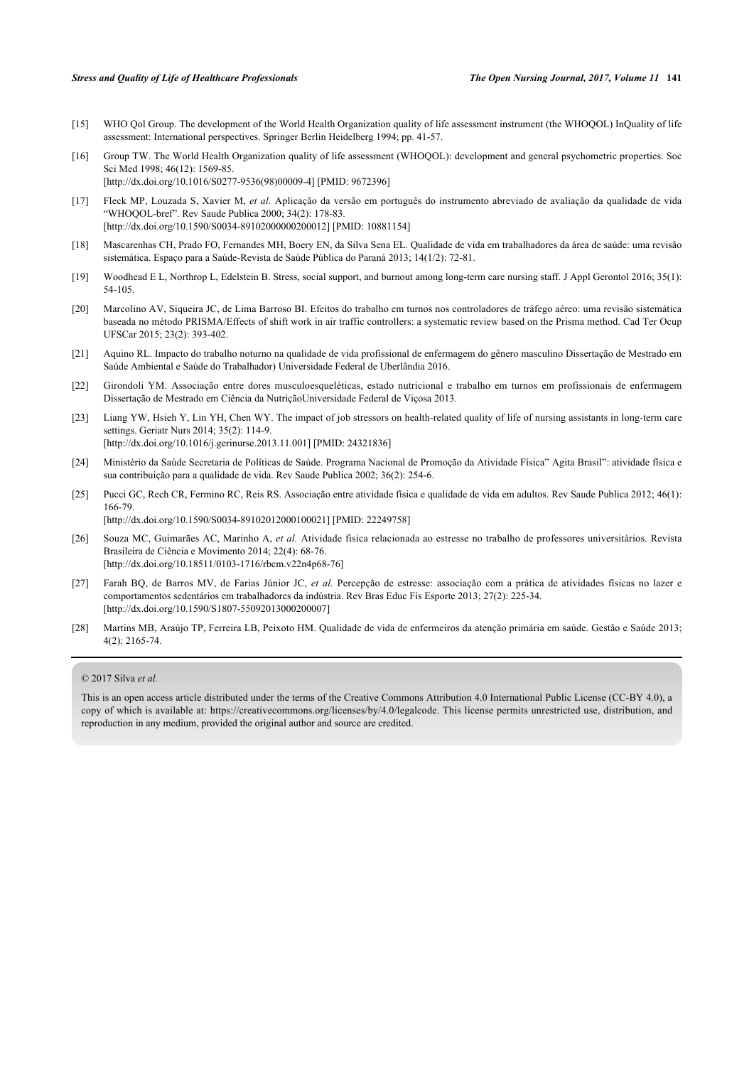[15] WHO Qol Group. The development of the World Health Organization quality of life assessment instrument (the WHOQOL) InQuality of life assessment: International perspectives. Springer Berlin Heidelberg 1994; pp. 41-57.

[16] Group TW. The World Health Organization quality of life assessment (WHOQOL): development and general psychometric properties. Soc Sci Med 1998; 46(12): 1569-85.
[http://dx.doi.org/10.1016/S0277-9536(98)00009-4] [PMID: 9672396]

[17] Fleck MP, Louzada S, Xavier M, *et al.* Aplicação da versão em português do instrumento abreviado de avaliação da qualidade de vida "WHOQOL-bref". Rev Saude Publica 2000; 34(2): 178-83.
[http://dx.doi.org/10.1590/S0034-89102000000200012] [PMID: 10881154]

[18] Mascarenhas CH, Prado FO, Fernandes MH, Boery EN, da Silva Sena EL. Qualidade de vida em trabalhadores da área de saúde: uma revisão sistemática. Espaço para a Saúde-Revista de Saúde Pública do Paraná 2013; 14(1/2): 72-81.

[19] Woodhead E L, Northrop L, Edelstein B. Stress, social support, and burnout among long-term care nursing staff. J Appl Gerontol 2016; 35(1): 54-105.

[20] Marcolino AV, Siqueira JC, de Lima Barroso BI. Efeitos do trabalho em turnos nos controladores de tráfego aéreo: uma revisão sistemática baseada no método PRISMA/Effects of shift work in air traffic controllers: a systematic review based on the Prisma method. Cad Ter Ocup UFSCar 2015; 23(2): 393-402.

[21] Aquino RL. Impacto do trabalho noturno na qualidade de vida profissional de enfermagem do gênero masculino Dissertação de Mestrado em Saúde Ambiental e Saúde do Trabalhador) Universidade Federal de Uberlândia 2016.

[22] Girondoli YM. Associação entre dores musculoesqueléticas, estado nutricional e trabalho em turnos em profissionais de enfermagem Dissertação de Mestrado em Ciência da NutriçãoUniversidade Federal de Viçosa 2013.

[23] Liang YW, Hsieh Y, Lin YH, Chen WY. The impact of job stressors on health-related quality of life of nursing assistants in long-term care settings. Geriatr Nurs 2014; 35(2): 114-9.
[http://dx.doi.org/10.1016/j.gerinurse.2013.11.001] [PMID: 24321836]

[24] Ministério da Saúde Secretaria de Políticas de Saúde. Programa Nacional de Promoção da Atividade Física" Agita Brasil": atividade física e sua contribuição para a qualidade de vida. Rev Saude Publica 2002; 36(2): 254-6.

[25] Pucci GC, Rech CR, Fermino RC, Reis RS. Associação entre atividade física e qualidade de vida em adultos. Rev Saude Publica 2012; 46(1): 166-79.
[http://dx.doi.org/10.1590/S0034-89102012000100021] [PMID: 22249758]

[26] Souza MC, Guimarães AC, Marinho A, *et al.* Atividade física relacionada ao estresse no trabalho de professores universitários. Revista Brasileira de Ciência e Movimento 2014; 22(4): 68-76.
[http://dx.doi.org/10.18511/0103-1716/rbcm.v22n4p68-76]

[27] Farah BQ, de Barros MV, de Farias Júnior JC, *et al.* Percepção de estresse: associação com a prática de atividades físicas no lazer e comportamentos sedentários em trabalhadores da indústria. Rev Bras Educ Fís Esporte 2013; 27(2): 225-34.
[http://dx.doi.org/10.1590/S1807-55092013000200007]

[28] Martins MB, Araújo TP, Ferreira LB, Peixoto HM. Qualidade de vida de enfermeiros da atenção primária em saúde. Gestão e Saúde 2013; 4(2): 2165-74.

© 2017 Silva *et al.*

This is an open access article distributed under the terms of the Creative Commons Attribution 4.0 International Public License (CC-BY 4.0), a copy of which is available at: https://creativecommons.org/licenses/by/4.0/legalcode. This license permits unrestricted use, distribution, and reproduction in any medium, provided the original author and source are credited.